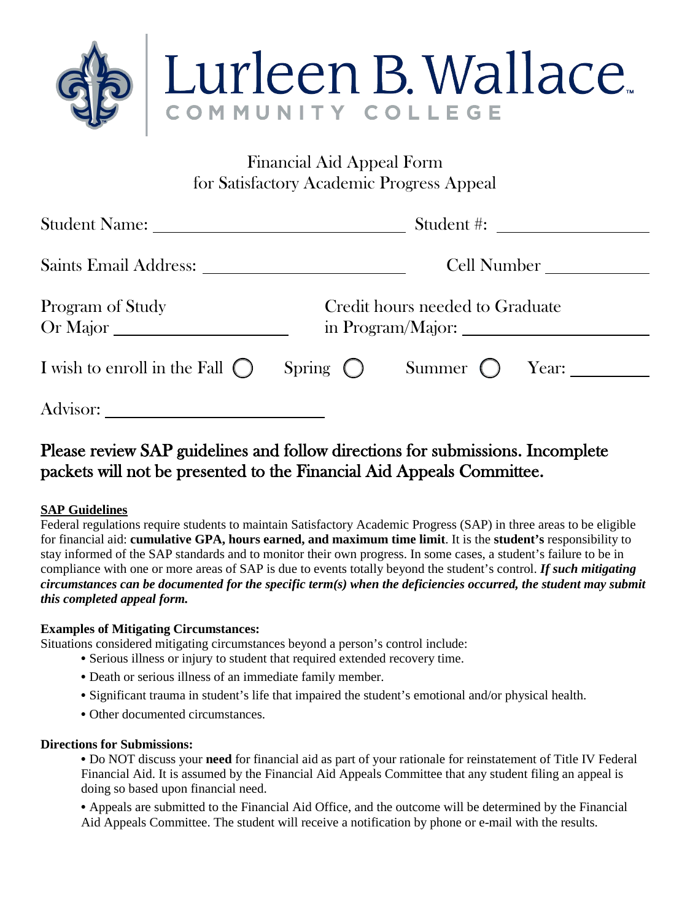# Lurleen B. Wallace

COMMUNITY COLLEGE

## Financial Aid Appeal Form for Satisfactory Academic Progress Appeal

Student Name: ______________________________ Student #: ____________________

Saints Email Address: ______________________ Cell Number ______________

Program of Study Or Major ____________________ Credit hours needed to Graduate in Program/Major: ______________________

I wish to enroll in the Fall ◯ Spring ◯ Summer ◯ Year: __________

Advisor: __________________________

## Please review SAP guidelines and follow directions for submissions. Incomplete packets will not be presented to the Financial Aid Appeals Committee.

**SAP Guidelines**

Federal regulations require students to maintain Satisfactory Academic Progress (SAP) in three areas to be eligible for financial aid: **cumulative GPA, hours earned, and maximum time limit**. It is the **student's** responsibility to stay informed of the SAP standards and to monitor their own progress. In some cases, a student's failure to be in compliance with one or more areas of SAP is due to events totally beyond the student's control. ***If such mitigating circumstances can be documented for the specific term(s) when the deficiencies occurred, the student may submit this completed appeal form.***

**Examples of Mitigating Circumstances:**

Situations considered mitigating circumstances beyond a person's control include:

- Serious illness or injury to student that required extended recovery time.
- Death or serious illness of an immediate family member.
- Significant trauma in student's life that impaired the student's emotional and/or physical health.
- Other documented circumstances.

**Directions for Submissions:**

- Do NOT discuss your **need** for financial aid as part of your rationale for reinstatement of Title IV Federal Financial Aid. It is assumed by the Financial Aid Appeals Committee that any student filing an appeal is doing so based upon financial need.
- Appeals are submitted to the Financial Aid Office, and the outcome will be determined by the Financial Aid Appeals Committee. The student will receive a notification by phone or e-mail with the results.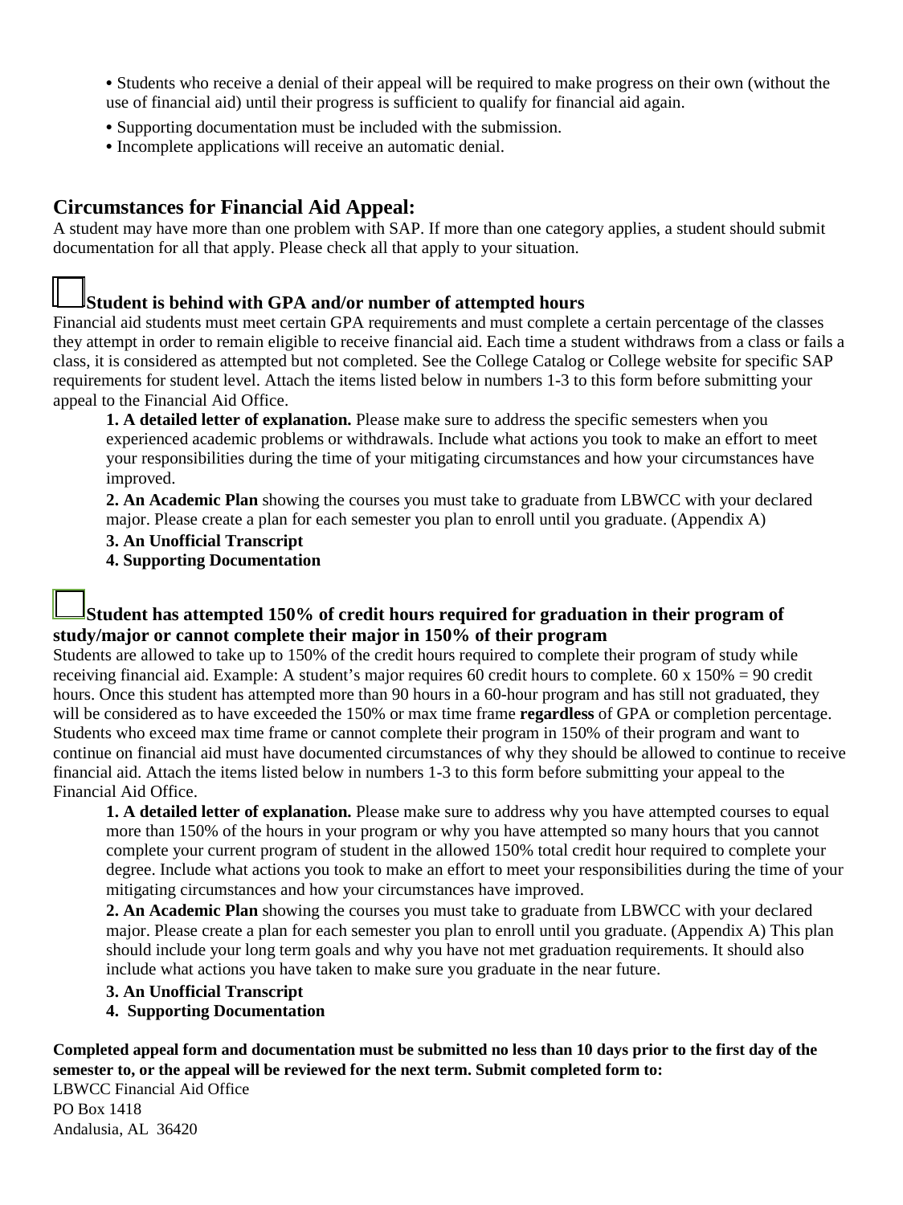- Students who receive a denial of their appeal will be required to make progress on their own (without the use of financial aid) until their progress is sufficient to qualify for financial aid again.
- Supporting documentation must be included with the submission.
- Incomplete applications will receive an automatic denial.

## Circumstances for Financial Aid Appeal:

A student may have more than one problem with SAP. If more than one category applies, a student should submit documentation for all that apply. Please check all that apply to your situation.

☐ **Student is behind with GPA and/or number of attempted hours**

Financial aid students must meet certain GPA requirements and must complete a certain percentage of the classes they attempt in order to remain eligible to receive financial aid. Each time a student withdraws from a class or fails a class, it is considered as attempted but not completed. See the College Catalog or College website for specific SAP requirements for student level. Attach the items listed below in numbers 1-3 to this form before submitting your appeal to the Financial Aid Office.

1. **A detailed letter of explanation.** Please make sure to address the specific semesters when you experienced academic problems or withdrawals. Include what actions you took to make an effort to meet your responsibilities during the time of your mitigating circumstances and how your circumstances have improved.
2. **An Academic Plan** showing the courses you must take to graduate from LBWCC with your declared major. Please create a plan for each semester you plan to enroll until you graduate. (Appendix A)
3. **An Unofficial Transcript**
4. **Supporting Documentation**

☐ **Student has attempted 150% of credit hours required for graduation in their program of study/major or cannot complete their major in 150% of their program**

Students are allowed to take up to 150% of the credit hours required to complete their program of study while receiving financial aid. Example: A student's major requires 60 credit hours to complete. 60 x 150% = 90 credit hours. Once this student has attempted more than 90 hours in a 60-hour program and has still not graduated, they will be considered as to have exceeded the 150% or max time frame **regardless** of GPA or completion percentage. Students who exceed max time frame or cannot complete their program in 150% of their program and want to continue on financial aid must have documented circumstances of why they should be allowed to continue to receive financial aid. Attach the items listed below in numbers 1-3 to this form before submitting your appeal to the Financial Aid Office.

1. **A detailed letter of explanation.** Please make sure to address why you have attempted courses to equal more than 150% of the hours in your program or why you have attempted so many hours that you cannot complete your current program of student in the allowed 150% total credit hour required to complete your degree. Include what actions you took to make an effort to meet your responsibilities during the time of your mitigating circumstances and how your circumstances have improved.
2. **An Academic Plan** showing the courses you must take to graduate from LBWCC with your declared major. Please create a plan for each semester you plan to enroll until you graduate. (Appendix A) This plan should include your long term goals and why you have not met graduation requirements. It should also include what actions you have taken to make sure you graduate in the near future.
3. **An Unofficial Transcript**
4. **Supporting Documentation**

**Completed appeal form and documentation must be submitted no less than 10 days prior to the first day of the semester to, or the appeal will be reviewed for the next term. Submit completed form to:**

LBWCC Financial Aid Office
PO Box 1418
Andalusia, AL 36420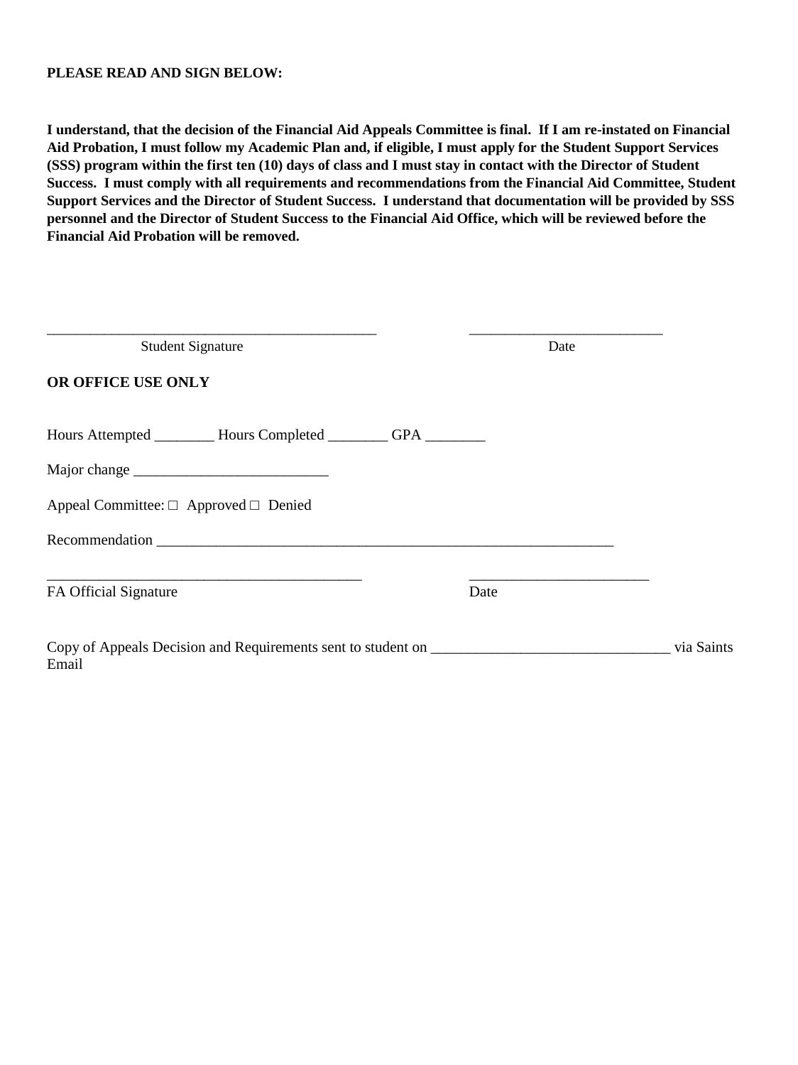**PLEASE READ AND SIGN BELOW:**

**I understand, that the decision of the Financial Aid Appeals Committee is final. If I am re-instated on Financial Aid Probation, I must follow my Academic Plan and, if eligible, I must apply for the Student Support Services (SSS) program within the first ten (10) days of class and I must stay in contact with the Director of Student Success. I must comply with all requirements and recommendations from the Financial Aid Committee, Student Support Services and the Director of Student Success. I understand that documentation will be provided by SSS personnel and the Director of Student Success to the Financial Aid Office, which will be reviewed before the Financial Aid Probation will be removed.**

_______________________________________________ ___________________________

Student Signature Date

**OR OFFICE USE ONLY**

Hours Attempted ________ Hours Completed ________ GPA ________

Major change __________________________

Appeal Committee: □ Approved □ Denied

Recommendation _______________________________________________________________

____________________________________________ _________________________

FA Official Signature Date

Copy of Appeals Decision and Requirements sent to student on ________________________________ via Saints Email